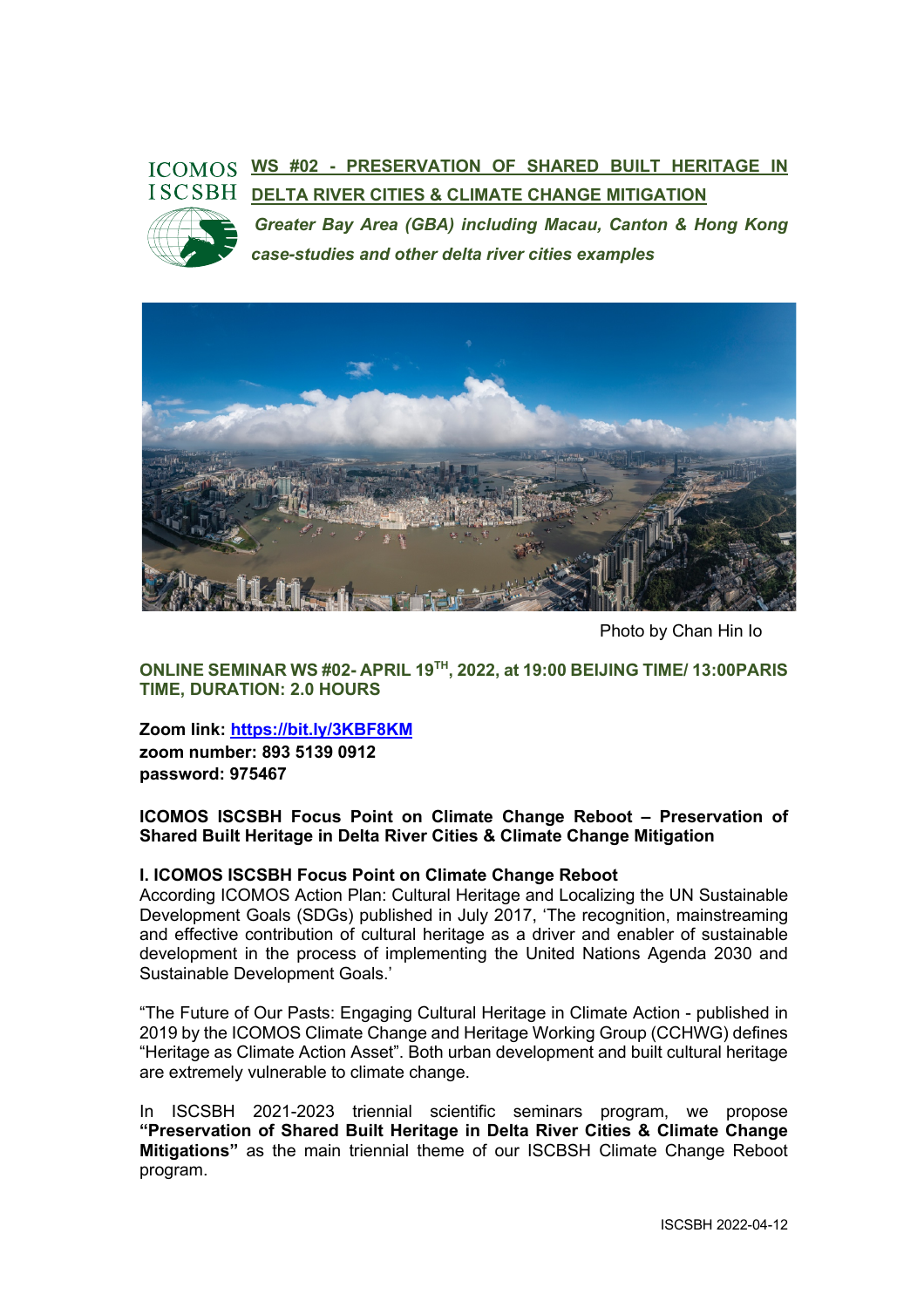ICOMOS
ISCSBH

# WS #02 - PRESERVATION OF SHARED BUILT HERITAGE IN DELTA RIVER CITIES & CLIMATE CHANGE MITIGATION

***Greater Bay Area (GBA) including Macau, Canton & Hong Kong case-studies and other delta river cities examples***

Photo by Chan Hin Io

**ONLINE SEMINAR WS #02- APRIL 19TH, 2022, at 19:00 BEIJING TIME/ 13:00PARIS TIME, DURATION: 2.0 HOURS**

**Zoom link: [https://bit.ly/3KBF8KM](https://bit.ly/3KBF8KM)**
**zoom number: 893 5139 0912**
**password: 975467**

**ICOMOS ISCSBH Focus Point on Climate Change Reboot – Preservation of Shared Built Heritage in Delta River Cities & Climate Change Mitigation**

## I. ICOMOS ISCSBH Focus Point on Climate Change Reboot

According ICOMOS Action Plan: Cultural Heritage and Localizing the UN Sustainable Development Goals (SDGs) published in July 2017, 'The recognition, mainstreaming and effective contribution of cultural heritage as a driver and enabler of sustainable development in the process of implementing the United Nations Agenda 2030 and Sustainable Development Goals.'

"The Future of Our Pasts: Engaging Cultural Heritage in Climate Action - published in 2019 by the ICOMOS Climate Change and Heritage Working Group (CCHWG) defines "Heritage as Climate Action Asset". Both urban development and built cultural heritage are extremely vulnerable to climate change.

In ISCSBH 2021-2023 triennial scientific seminars program, we propose **"Preservation of Shared Built Heritage in Delta River Cities & Climate Change Mitigations"** as the main triennial theme of our ISCBSH Climate Change Reboot program.

ISCSBH 2022-04-12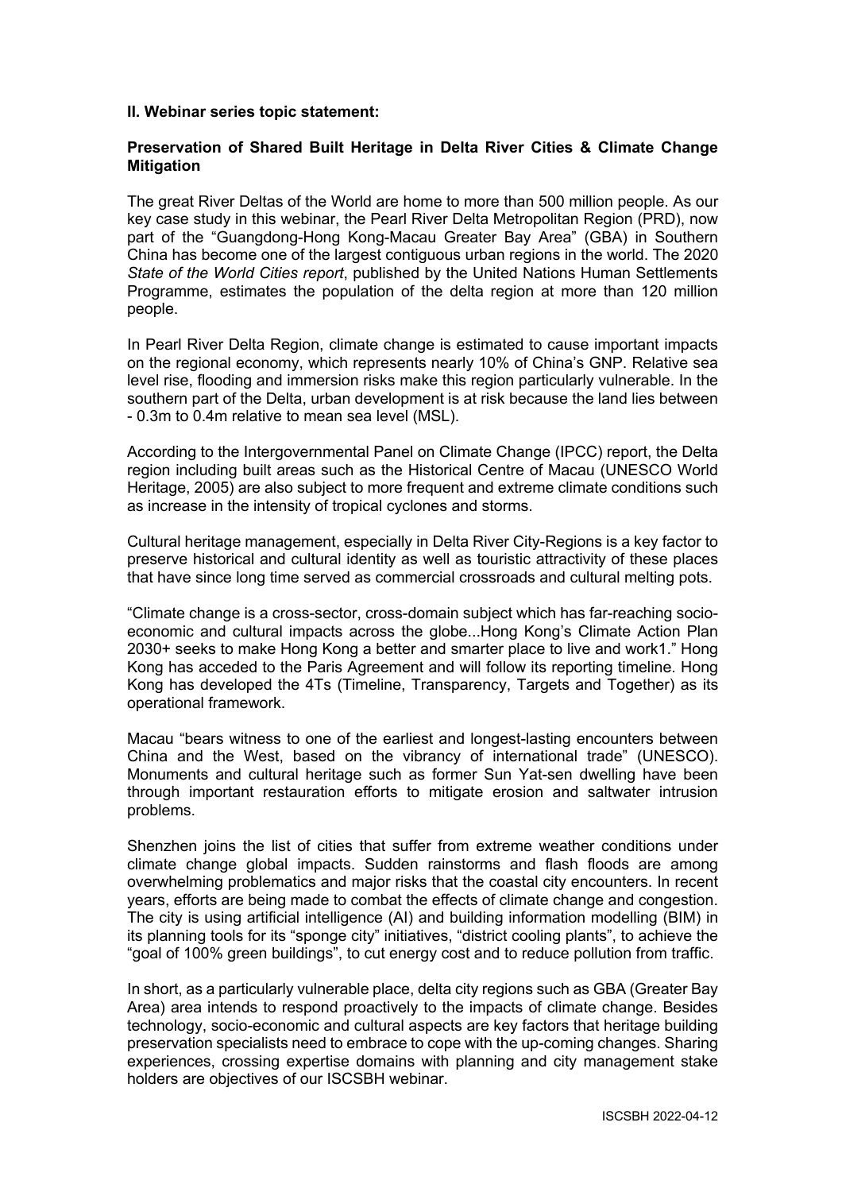**II. Webinar series topic statement:**

**Preservation of Shared Built Heritage in Delta River Cities & Climate Change Mitigation**

The great River Deltas of the World are home to more than 500 million people. As our key case study in this webinar, the Pearl River Delta Metropolitan Region (PRD), now part of the "Guangdong-Hong Kong-Macau Greater Bay Area" (GBA) in Southern China has become one of the largest contiguous urban regions in the world. The 2020 *State of the World Cities report*, published by the United Nations Human Settlements Programme, estimates the population of the delta region at more than 120 million people.

In Pearl River Delta Region, climate change is estimated to cause important impacts on the regional economy, which represents nearly 10% of China's GNP. Relative sea level rise, flooding and immersion risks make this region particularly vulnerable. In the southern part of the Delta, urban development is at risk because the land lies between - 0.3m to 0.4m relative to mean sea level (MSL).

According to the Intergovernmental Panel on Climate Change (IPCC) report, the Delta region including built areas such as the Historical Centre of Macau (UNESCO World Heritage, 2005) are also subject to more frequent and extreme climate conditions such as increase in the intensity of tropical cyclones and storms.

Cultural heritage management, especially in Delta River City-Regions is a key factor to preserve historical and cultural identity as well as touristic attractivity of these places that have since long time served as commercial crossroads and cultural melting pots.

"Climate change is a cross-sector, cross-domain subject which has far-reaching socio-economic and cultural impacts across the globe...Hong Kong's Climate Action Plan 2030+ seeks to make Hong Kong a better and smarter place to live and work[1]." Hong Kong has acceded to the Paris Agreement and will follow its reporting timeline. Hong Kong has developed the 4Ts (Timeline, Transparency, Targets and Together) as its operational framework.

Macau "bears witness to one of the earliest and longest-lasting encounters between China and the West, based on the vibrancy of international trade" (UNESCO). Monuments and cultural heritage such as former Sun Yat-sen dwelling have been through important restauration efforts to mitigate erosion and saltwater intrusion problems.

Shenzhen joins the list of cities that suffer from extreme weather conditions under climate change global impacts. Sudden rainstorms and flash floods are among overwhelming problematics and major risks that the coastal city encounters. In recent years, efforts are being made to combat the effects of climate change and congestion. The city is using artificial intelligence (AI) and building information modelling (BIM) in its planning tools for its "sponge city" initiatives, "district cooling plants", to achieve the "goal of 100% green buildings", to cut energy cost and to reduce pollution from traffic.

In short, as a particularly vulnerable place, delta city regions such as GBA (Greater Bay Area) area intends to respond proactively to the impacts of climate change. Besides technology, socio-economic and cultural aspects are key factors that heritage building preservation specialists need to embrace to cope with the up-coming changes. Sharing experiences, crossing expertise domains with planning and city management stake holders are objectives of our ISCSBH webinar.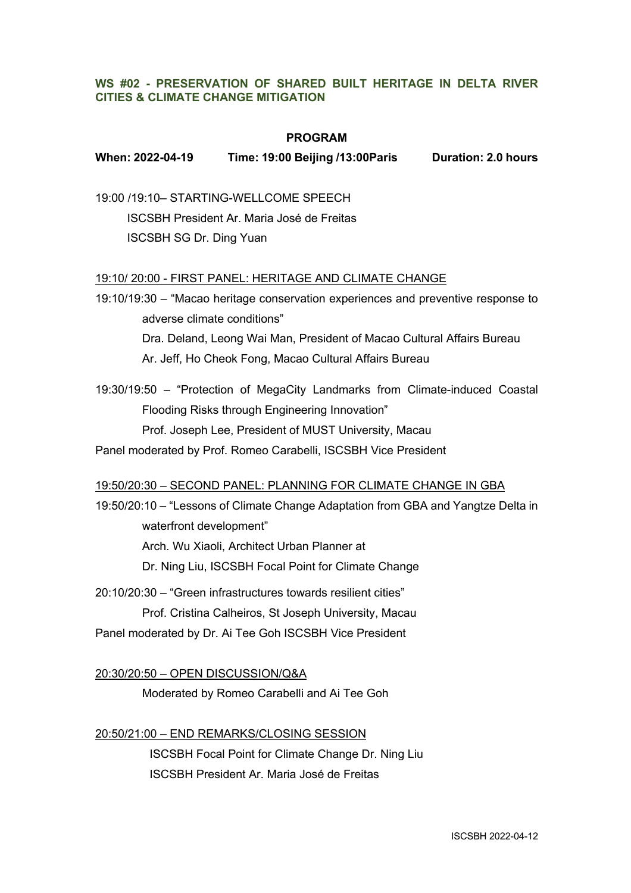### WS #02 - PRESERVATION OF SHARED BUILT HERITAGE IN DELTA RIVER CITIES & CLIMATE CHANGE MITIGATION

**PROGRAM**

**When: 2022-04-19 Time: 19:00 Beijing /13:00Paris Duration: 2.0 hours**

19:00 /19:10– STARTING-WELLCOME SPEECH

ISCSBH President Ar. Maria José de Freitas

ISCSBH SG Dr. Ding Yuan

<u>19:10/ 20:00 - FIRST PANEL: HERITAGE AND CLIMATE CHANGE</u>

19:10/19:30 – "Macao heritage conservation experiences and preventive response to adverse climate conditions"

Dra. Deland, Leong Wai Man, President of Macao Cultural Affairs Bureau

Ar. Jeff, Ho Cheok Fong, Macao Cultural Affairs Bureau

19:30/19:50 – "Protection of MegaCity Landmarks from Climate-induced Coastal Flooding Risks through Engineering Innovation"

Prof. Joseph Lee, President of MUST University, Macau

Panel moderated by Prof. Romeo Carabelli, ISCSBH Vice President

<u>19:50/20:30 – SECOND PANEL: PLANNING FOR CLIMATE CHANGE IN GBA</u>

19:50/20:10 – "Lessons of Climate Change Adaptation from GBA and Yangtze Delta in waterfront development"

Arch. Wu Xiaoli, Architect Urban Planner at

Dr. Ning Liu, ISCSBH Focal Point for Climate Change

20:10/20:30 – "Green infrastructures towards resilient cities"

Prof. Cristina Calheiros, St Joseph University, Macau

Panel moderated by Dr. Ai Tee Goh ISCSBH Vice President

<u>20:30/20:50 – OPEN DISCUSSION/Q&A</u>

Moderated by Romeo Carabelli and Ai Tee Goh

<u>20:50/21:00 – END REMARKS/CLOSING SESSION</u>

ISCSBH Focal Point for Climate Change Dr. Ning Liu

ISCSBH President Ar. Maria José de Freitas

ISCSBH 2022-04-12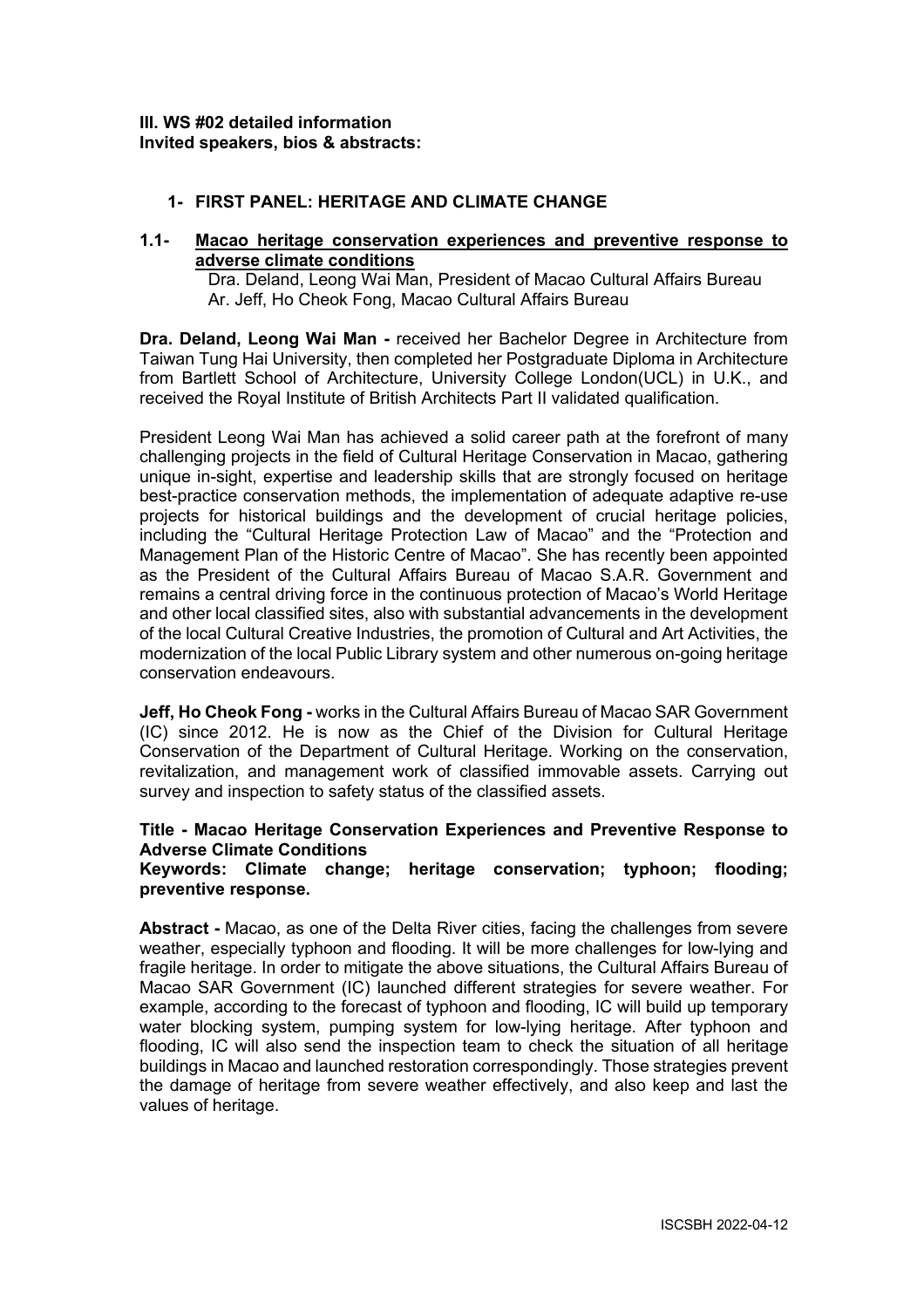**III. WS #02 detailed information**
**Invited speakers, bios & abstracts:**

## 1- FIRST PANEL: HERITAGE AND CLIMATE CHANGE

### 1.1- Macao heritage conservation experiences and preventive response to adverse climate conditions

Dra. Deland, Leong Wai Man, President of Macao Cultural Affairs Bureau
Ar. Jeff, Ho Cheok Fong, Macao Cultural Affairs Bureau

**Dra. Deland, Leong Wai Man -** received her Bachelor Degree in Architecture from Taiwan Tung Hai University, then completed her Postgraduate Diploma in Architecture from Bartlett School of Architecture, University College London(UCL) in U.K., and received the Royal Institute of British Architects Part II validated qualification.

President Leong Wai Man has achieved a solid career path at the forefront of many challenging projects in the field of Cultural Heritage Conservation in Macao, gathering unique in-sight, expertise and leadership skills that are strongly focused on heritage best-practice conservation methods, the implementation of adequate adaptive re-use projects for historical buildings and the development of crucial heritage policies, including the "Cultural Heritage Protection Law of Macao" and the "Protection and Management Plan of the Historic Centre of Macao". She has recently been appointed as the President of the Cultural Affairs Bureau of Macao S.A.R. Government and remains a central driving force in the continuous protection of Macao's World Heritage and other local classified sites, also with substantial advancements in the development of the local Cultural Creative Industries, the promotion of Cultural and Art Activities, the modernization of the local Public Library system and other numerous on-going heritage conservation endeavours.

**Jeff, Ho Cheok Fong -** works in the Cultural Affairs Bureau of Macao SAR Government (IC) since 2012. He is now as the Chief of the Division for Cultural Heritage Conservation of the Department of Cultural Heritage. Working on the conservation, revitalization, and management work of classified immovable assets. Carrying out survey and inspection to safety status of the classified assets.

**Title - Macao Heritage Conservation Experiences and Preventive Response to Adverse Climate Conditions**
**Keywords: Climate change; heritage conservation; typhoon; flooding; preventive response.**

**Abstract -** Macao, as one of the Delta River cities, facing the challenges from severe weather, especially typhoon and flooding. It will be more challenges for low-lying and fragile heritage. In order to mitigate the above situations, the Cultural Affairs Bureau of Macao SAR Government (IC) launched different strategies for severe weather. For example, according to the forecast of typhoon and flooding, IC will build up temporary water blocking system, pumping system for low-lying heritage. After typhoon and flooding, IC will also send the inspection team to check the situation of all heritage buildings in Macao and launched restoration correspondingly. Those strategies prevent the damage of heritage from severe weather effectively, and also keep and last the values of heritage.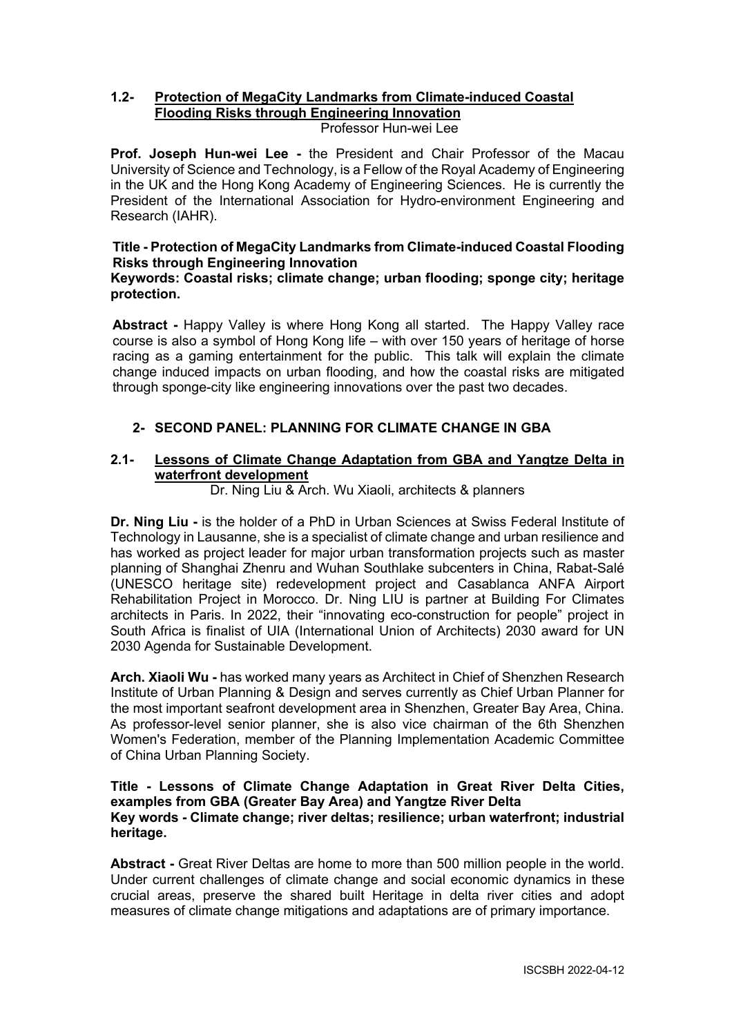### 1.2- Protection of MegaCity Landmarks from Climate-induced Coastal Flooding Risks through Engineering Innovation

Professor Hun-wei Lee

**Prof. Joseph Hun-wei Lee -** the President and Chair Professor of the Macau University of Science and Technology, is a Fellow of the Royal Academy of Engineering in the UK and the Hong Kong Academy of Engineering Sciences. He is currently the President of the International Association for Hydro-environment Engineering and Research (IAHR).

**Title - Protection of MegaCity Landmarks from Climate-induced Coastal Flooding Risks through Engineering Innovation**

**Keywords: Coastal risks; climate change; urban flooding; sponge city; heritage protection.**

**Abstract -** Happy Valley is where Hong Kong all started. The Happy Valley race course is also a symbol of Hong Kong life – with over 150 years of heritage of horse racing as a gaming entertainment for the public. This talk will explain the climate change induced impacts on urban flooding, and how the coastal risks are mitigated through sponge-city like engineering innovations over the past two decades.

## 2- SECOND PANEL: PLANNING FOR CLIMATE CHANGE IN GBA

### 2.1- Lessons of Climate Change Adaptation from GBA and Yangtze Delta in waterfront development

Dr. Ning Liu & Arch. Wu Xiaoli, architects & planners

**Dr. Ning Liu -** is the holder of a PhD in Urban Sciences at Swiss Federal Institute of Technology in Lausanne, she is a specialist of climate change and urban resilience and has worked as project leader for major urban transformation projects such as master planning of Shanghai Zhenru and Wuhan Southlake subcenters in China, Rabat-Salé (UNESCO heritage site) redevelopment project and Casablanca ANFA Airport Rehabilitation Project in Morocco. Dr. Ning LIU is partner at Building For Climates architects in Paris. In 2022, their "innovating eco-construction for people" project in South Africa is finalist of UIA (International Union of Architects) 2030 award for UN 2030 Agenda for Sustainable Development.

**Arch. Xiaoli Wu -** has worked many years as Architect in Chief of Shenzhen Research Institute of Urban Planning & Design and serves currently as Chief Urban Planner for the most important seafront development area in Shenzhen, Greater Bay Area, China. As professor-level senior planner, she is also vice chairman of the 6th Shenzhen Women's Federation, member of the Planning Implementation Academic Committee of China Urban Planning Society.

**Title - Lessons of Climate Change Adaptation in Great River Delta Cities, examples from GBA (Greater Bay Area) and Yangtze River Delta**

**Key words - Climate change; river deltas; resilience; urban waterfront; industrial heritage.**

**Abstract -** Great River Deltas are home to more than 500 million people in the world. Under current challenges of climate change and social economic dynamics in these crucial areas, preserve the shared built Heritage in delta river cities and adopt measures of climate change mitigations and adaptations are of primary importance.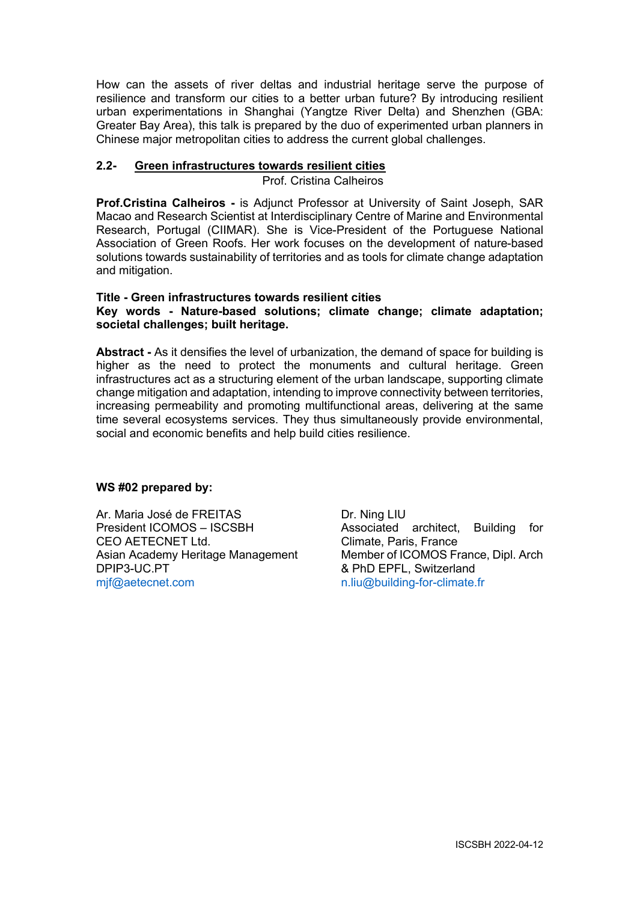How can the assets of river deltas and industrial heritage serve the purpose of resilience and transform our cities to a better urban future? By introducing resilient urban experimentations in Shanghai (Yangtze River Delta) and Shenzhen (GBA: Greater Bay Area), this talk is prepared by the duo of experimented urban planners in Chinese major metropolitan cities to address the current global challenges.

### 2.2- Green infrastructures towards resilient cities

Prof. Cristina Calheiros

**Prof.Cristina Calheiros -** is Adjunct Professor at University of Saint Joseph, SAR Macao and Research Scientist at Interdisciplinary Centre of Marine and Environmental Research, Portugal (CIIMAR). She is Vice-President of the Portuguese National Association of Green Roofs. Her work focuses on the development of nature-based solutions towards sustainability of territories and as tools for climate change adaptation and mitigation.

**Title - Green infrastructures towards resilient cities**
**Key words - Nature-based solutions; climate change; climate adaptation; societal challenges; built heritage.**

**Abstract -** As it densifies the level of urbanization, the demand of space for building is higher as the need to protect the monuments and cultural heritage. Green infrastructures act as a structuring element of the urban landscape, supporting climate change mitigation and adaptation, intending to improve connectivity between territories, increasing permeability and promoting multifunctional areas, delivering at the same time several ecosystems services. They thus simultaneously provide environmental, social and economic benefits and help build cities resilience.

**WS #02 prepared by:**

Ar. Maria José de FREITAS
President ICOMOS – ISCSBH
CEO AETECNET Ltd.
Asian Academy Heritage Management
DPIP3-UC.PT
mjf@aetecnet.com

Dr. Ning LIU
Associated architect, Building for Climate, Paris, France
Member of ICOMOS France, Dipl. Arch & PhD EPFL, Switzerland
n.liu@building-for-climate.fr

ISCSBH 2022-04-12